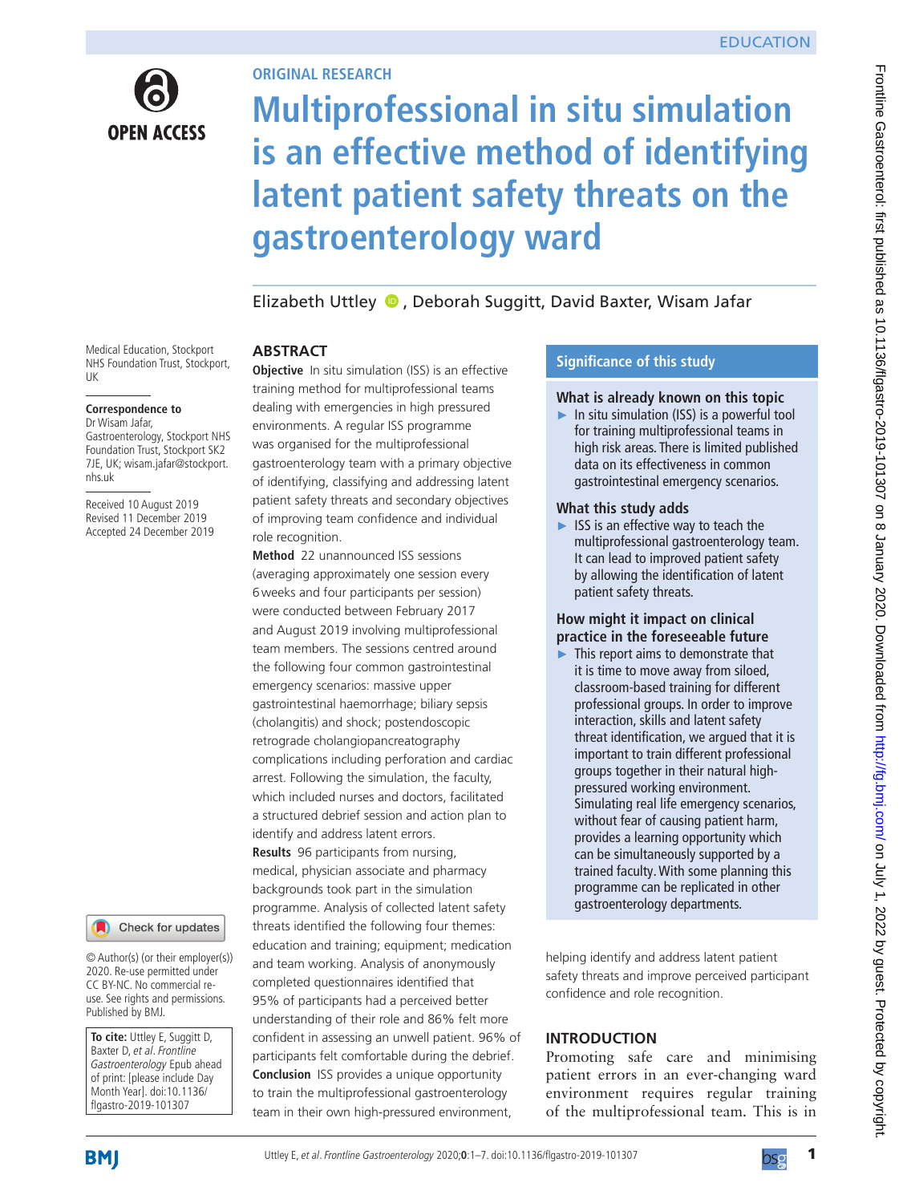ORIGINAL RESEARCH

# Multiprofessional in situ simulation is an effective method of identifying latent patient safety threats on the gastroenterology ward

Elizabeth Uttley, Deborah Suggitt, David Baxter, Wisam Jafar

Medical Education, Stockport NHS Foundation Trust, Stockport, UK

**Correspondence to**
Dr Wisam Jafar, Gastroenterology, Stockport NHS Foundation Trust, Stockport SK2 7JE, UK; wisam.jafar@stockport.nhs.uk

Received 10 August 2019
Revised 11 December 2019
Accepted 24 December 2019

© Author(s) (or their employer(s)) 2020. Re-use permitted under CC BY-NC. No commercial re-use. See rights and permissions. Published by BMJ.

**To cite:** Uttley E, Suggitt D, Baxter D, *et al*. *Frontline Gastroenterology* Epub ahead of print: [please include Day Month Year]. doi:10.1136/flgastro-2019-101307

## ABSTRACT

**Objective** In situ simulation (ISS) is an effective training method for multiprofessional teams dealing with emergencies in high pressured environments. A regular ISS programme was organised for the multiprofessional gastroenterology team with a primary objective of identifying, classifying and addressing latent patient safety threats and secondary objectives of improving team confidence and individual role recognition.

**Method** 22 unannounced ISS sessions (averaging approximately one session every 6weeks and four participants per session) were conducted between February 2017 and August 2019 involving multiprofessional team members. The sessions centred around the following four common gastrointestinal emergency scenarios: massive upper gastrointestinal haemorrhage; biliary sepsis (cholangitis) and shock; postendoscopic retrograde cholangiopancreatography complications including perforation and cardiac arrest. Following the simulation, the faculty, which included nurses and doctors, facilitated a structured debrief session and action plan to identify and address latent errors.

**Results** 96 participants from nursing, medical, physician associate and pharmacy backgrounds took part in the simulation programme. Analysis of collected latent safety threats identified the following four themes: education and training; equipment; medication and team working. Analysis of anonymously completed questionnaires identified that 95% of participants had a perceived better understanding of their role and 86% felt more confident in assessing an unwell patient. 96% of participants felt comfortable during the debrief.

**Conclusion** ISS provides a unique opportunity to train the multiprofessional gastroenterology team in their own high-pressured environment, helping identify and address latent patient safety threats and improve perceived participant confidence and role recognition.

## Significance of this study

### What is already known on this topic

- In situ simulation (ISS) is a powerful tool for training multiprofessional teams in high risk areas. There is limited published data on its effectiveness in common gastrointestinal emergency scenarios.

### What this study adds

- ISS is an effective way to teach the multiprofessional gastroenterology team. It can lead to improved patient safety by allowing the identification of latent patient safety threats.

### How might it impact on clinical practice in the foreseeable future

- This report aims to demonstrate that it is time to move away from siloed, classroom-based training for different professional groups. In order to improve interaction, skills and latent safety threat identification, we argued that it is important to train different professional groups together in their natural high-pressured working environment. Simulating real life emergency scenarios, without fear of causing patient harm, provides a learning opportunity which can be simultaneously supported by a trained faculty. With some planning this programme can be replicated in other gastroenterology departments.

## INTRODUCTION

Promoting safe care and minimising patient errors in an ever-changing ward environment requires regular training of the multiprofessional team. This is in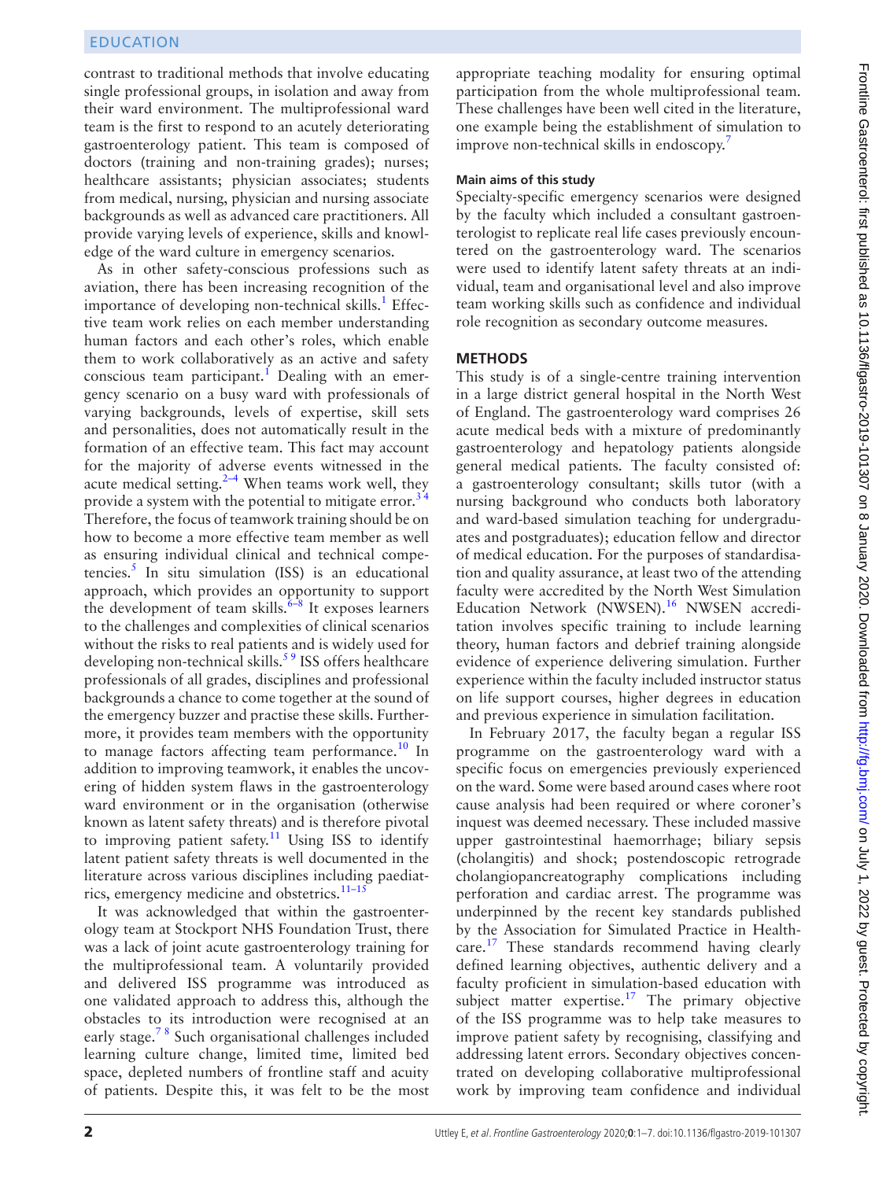contrast to traditional methods that involve educating single professional groups, in isolation and away from their ward environment. The multiprofessional ward team is the first to respond to an acutely deteriorating gastroenterology patient. This team is composed of doctors (training and non-training grades); nurses; healthcare assistants; physician associates; students from medical, nursing, physician and nursing associate backgrounds as well as advanced care practitioners. All provide varying levels of experience, skills and knowledge of the ward culture in emergency scenarios.

As in other safety-conscious professions such as aviation, there has been increasing recognition of the importance of developing non-technical skills.[1] Effective team work relies on each member understanding human factors and each other's roles, which enable them to work collaboratively as an active and safety conscious team participant.[1] Dealing with an emergency scenario on a busy ward with professionals of varying backgrounds, levels of expertise, skill sets and personalities, does not automatically result in the formation of an effective team. This fact may account for the majority of adverse events witnessed in the acute medical setting.[2–4] When teams work well, they provide a system with the potential to mitigate error.[3,4] Therefore, the focus of teamwork training should be on how to become a more effective team member as well as ensuring individual clinical and technical competencies.[5] In situ simulation (ISS) is an educational approach, which provides an opportunity to support the development of team skills.[6–8] It exposes learners to the challenges and complexities of clinical scenarios without the risks to real patients and is widely used for developing non-technical skills.[5,9] ISS offers healthcare professionals of all grades, disciplines and professional backgrounds a chance to come together at the sound of the emergency buzzer and practise these skills. Furthermore, it provides team members with the opportunity to manage factors affecting team performance.[10] In addition to improving teamwork, it enables the uncovering of hidden system flaws in the gastroenterology ward environment or in the organisation (otherwise known as latent safety threats) and is therefore pivotal to improving patient safety.[11] Using ISS to identify latent patient safety threats is well documented in the literature across various disciplines including paediatrics, emergency medicine and obstetrics.[11–15]

It was acknowledged that within the gastroenterology team at Stockport NHS Foundation Trust, there was a lack of joint acute gastroenterology training for the multiprofessional team. A voluntarily provided and delivered ISS programme was introduced as one validated approach to address this, although the obstacles to its introduction were recognised at an early stage.[7,8] Such organisational challenges included learning culture change, limited time, limited bed space, depleted numbers of frontline staff and acuity of patients. Despite this, it was felt to be the most appropriate teaching modality for ensuring optimal participation from the whole multiprofessional team. These challenges have been well cited in the literature, one example being the establishment of simulation to improve non-technical skills in endoscopy.[7]

### Main aims of this study

Specialty-specific emergency scenarios were designed by the faculty which included a consultant gastroenterologist to replicate real life cases previously encountered on the gastroenterology ward. The scenarios were used to identify latent safety threats at an individual, team and organisational level and also improve team working skills such as confidence and individual role recognition as secondary outcome measures.

## METHODS

This study is of a single-centre training intervention in a large district general hospital in the North West of England. The gastroenterology ward comprises 26 acute medical beds with a mixture of predominantly gastroenterology and hepatology patients alongside general medical patients. The faculty consisted of: a gastroenterology consultant; skills tutor (with a nursing background who conducts both laboratory and ward-based simulation teaching for undergraduates and postgraduates); education fellow and director of medical education. For the purposes of standardisation and quality assurance, at least two of the attending faculty were accredited by the North West Simulation Education Network (NWSEN).[16] NWSEN accreditation involves specific training to include learning theory, human factors and debrief training alongside evidence of experience delivering simulation. Further experience within the faculty included instructor status on life support courses, higher degrees in education and previous experience in simulation facilitation.

In February 2017, the faculty began a regular ISS programme on the gastroenterology ward with a specific focus on emergencies previously experienced on the ward. Some were based around cases where root cause analysis had been required or where coroner's inquest was deemed necessary. These included massive upper gastrointestinal haemorrhage; biliary sepsis (cholangitis) and shock; postendoscopic retrograde cholangiopancreatography complications including perforation and cardiac arrest. The programme was underpinned by the recent key standards published by the Association for Simulated Practice in Healthcare.[17] These standards recommend having clearly defined learning objectives, authentic delivery and a faculty proficient in simulation-based education with subject matter expertise.[17] The primary objective of the ISS programme was to help take measures to improve patient safety by recognising, classifying and addressing latent errors. Secondary objectives concentrated on developing collaborative multiprofessional work by improving team confidence and individual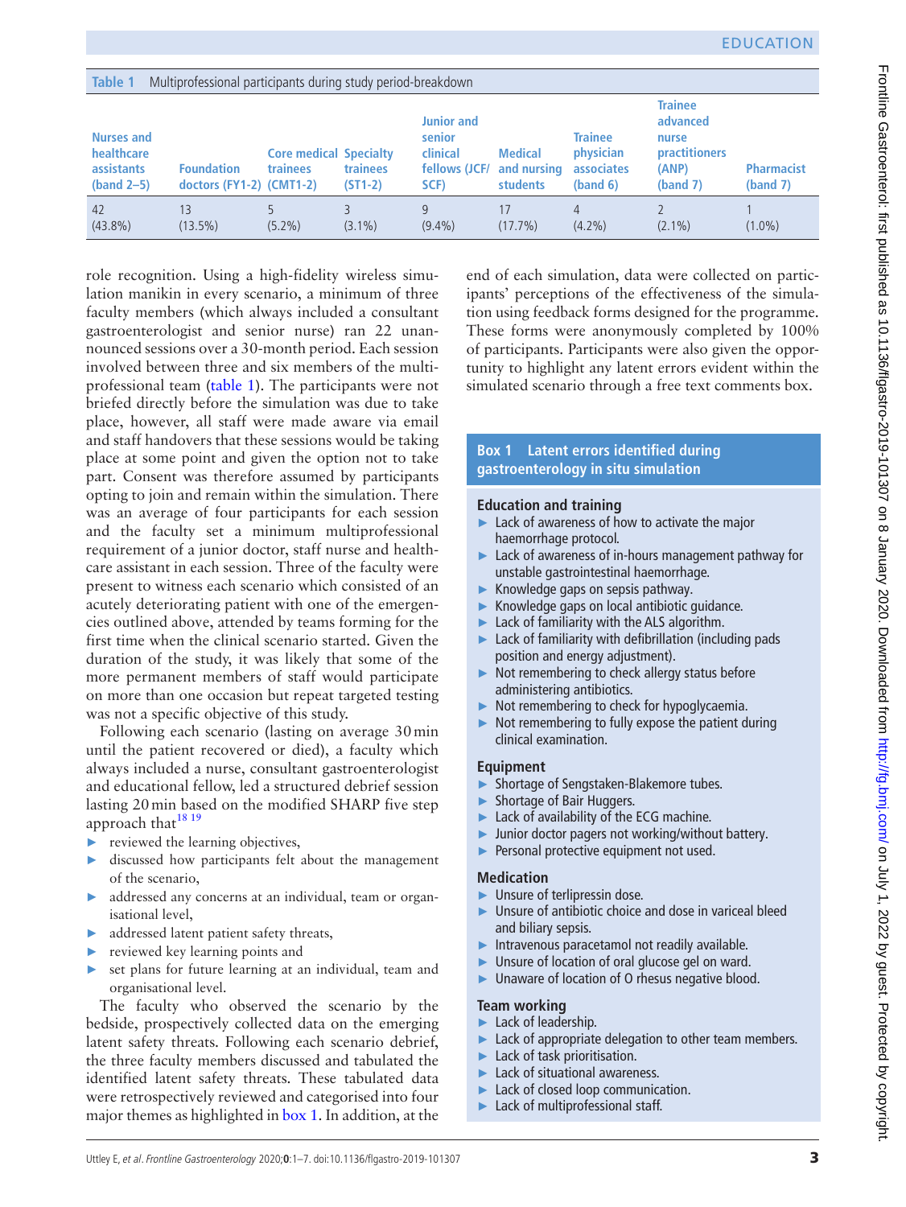**Table 1** Multiprofessional participants during study period-breakdown

| Nurses and healthcare assistants (band 2–5) | Foundation doctors (FY1-2) | Core medical trainees (CMT1-2) | Specialty trainees (ST1-2) | Junior and senior clinical fellows (JCF/SCF) | Medical and nursing students | Trainee physician associates (band 6) | Trainee advanced nurse practitioners (ANP) (band 7) | Pharmacist (band 7) |
|---|---|---|---|---|---|---|---|---|
| 42 (43.8%) | 13 (13.5%) | 5 (5.2%) | 3 (3.1%) | 9 (9.4%) | 17 (17.7%) | 4 (4.2%) | 2 (2.1%) | 1 (1.0%) |

role recognition. Using a high-fidelity wireless simulation manikin in every scenario, a minimum of three faculty members (which always included a consultant gastroenterologist and senior nurse) ran 22 unannounced sessions over a 30-month period. Each session involved between three and six members of the multiprofessional team (table 1). The participants were not briefed directly before the simulation was due to take place, however, all staff were made aware via email and staff handovers that these sessions would be taking place at some point and given the option not to take part. Consent was therefore assumed by participants opting to join and remain within the simulation. There was an average of four participants for each session and the faculty set a minimum multiprofessional requirement of a junior doctor, staff nurse and healthcare assistant in each session. Three of the faculty were present to witness each scenario which consisted of an acutely deteriorating patient with one of the emergencies outlined above, attended by teams forming for the first time when the clinical scenario started. Given the duration of the study, it was likely that some of the more permanent members of staff would participate on more than one occasion but repeat targeted testing was not a specific objective of this study.

Following each scenario (lasting on average 30 min until the patient recovered or died), a faculty which always included a nurse, consultant gastroenterologist and educational fellow, led a structured debrief session lasting 20 min based on the modified SHARP five step approach that[18 19]

- reviewed the learning objectives,
- discussed how participants felt about the management of the scenario,
- addressed any concerns at an individual, team or organisational level,
- addressed latent patient safety threats,
- reviewed key learning points and
- set plans for future learning at an individual, team and organisational level.

The faculty who observed the scenario by the bedside, prospectively collected data on the emerging latent safety threats. Following each scenario debrief, the three faculty members discussed and tabulated the identified latent safety threats. These tabulated data were retrospectively reviewed and categorised into four major themes as highlighted in box 1. In addition, at the end of each simulation, data were collected on participants' perceptions of the effectiveness of the simulation using feedback forms designed for the programme. These forms were anonymously completed by 100% of participants. Participants were also given the opportunity to highlight any latent errors evident within the simulated scenario through a free text comments box.

**Box 1 Latent errors identified during gastroenterology in situ simulation**

**Education and training**

- Lack of awareness of how to activate the major haemorrhage protocol.
- Lack of awareness of in-hours management pathway for unstable gastrointestinal haemorrhage.
- Knowledge gaps on sepsis pathway.
- Knowledge gaps on local antibiotic guidance.
- Lack of familiarity with the ALS algorithm.
- Lack of familiarity with defibrillation (including pads position and energy adjustment).
- Not remembering to check allergy status before administering antibiotics.
- Not remembering to check for hypoglycaemia.
- Not remembering to fully expose the patient during clinical examination.

**Equipment**

- Shortage of Sengstaken-Blakemore tubes.
- Shortage of Bair Huggers.
- Lack of availability of the ECG machine.
- Junior doctor pagers not working/without battery.
- Personal protective equipment not used.

**Medication**

- Unsure of terlipressin dose.
- Unsure of antibiotic choice and dose in variceal bleed and biliary sepsis.
- Intravenous paracetamol not readily available.
- Unsure of location of oral glucose gel on ward.
- Unaware of location of O rhesus negative blood.

**Team working**

- Lack of leadership.
- Lack of appropriate delegation to other team members.
- Lack of task prioritisation.
- Lack of situational awareness.
- Lack of closed loop communication.
- Lack of multiprofessional staff.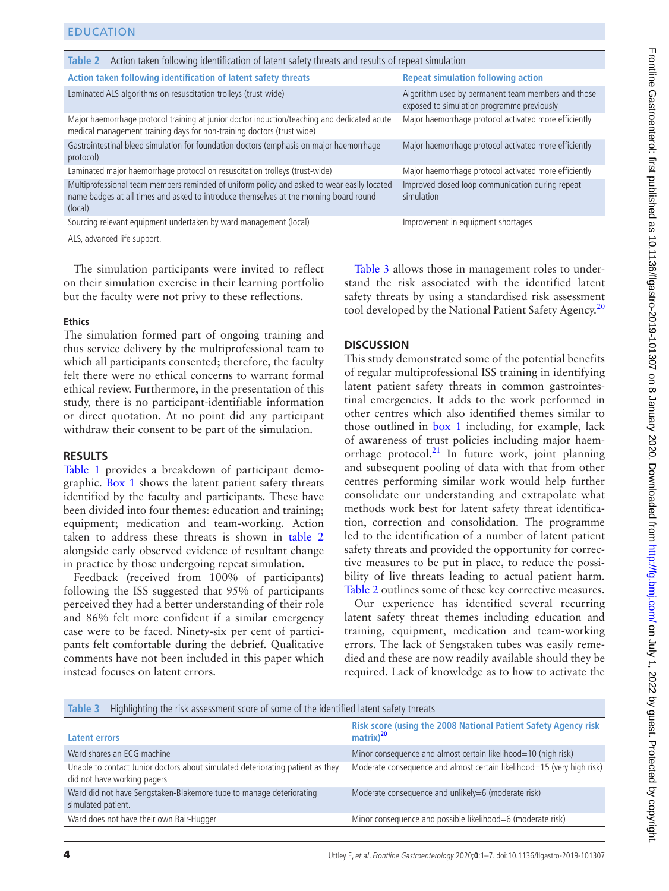Table 2 Action taken following identification of latent safety threats and results of repeat simulation

| Action taken following identification of latent safety threats | Repeat simulation following action |
|---|---|
| Laminated ALS algorithms on resuscitation trolleys (trust-wide) | Algorithm used by permanent team members and those exposed to simulation programme previously |
| Major haemorrhage protocol training at junior doctor induction/teaching and dedicated acute medical management training days for non-training doctors (trust wide) | Major haemorrhage protocol activated more efficiently |
| Gastrointestinal bleed simulation for foundation doctors (emphasis on major haemorrhage protocol) | Major haemorrhage protocol activated more efficiently |
| Laminated major haemorrhage protocol on resuscitation trolleys (trust-wide) | Major haemorrhage protocol activated more efficiently |
| Multiprofessional team members reminded of uniform policy and asked to wear easily located name badges at all times and asked to introduce themselves at the morning board round (local) | Improved closed loop communication during repeat simulation |
| Sourcing relevant equipment undertaken by ward management (local) | Improvement in equipment shortages |

ALS, advanced life support.

The simulation participants were invited to reflect on their simulation exercise in their learning portfolio but the faculty were not privy to these reflections.

### Ethics

The simulation formed part of ongoing training and thus service delivery by the multiprofessional team to which all participants consented; therefore, the faculty felt there were no ethical concerns to warrant formal ethical review. Furthermore, in the presentation of this study, there is no participant-identifiable information or direct quotation. At no point did any participant withdraw their consent to be part of the simulation.

## RESULTS

Table 1 provides a breakdown of participant demographic. Box 1 shows the latent patient safety threats identified by the faculty and participants. These have been divided into four themes: education and training; equipment; medication and team-working. Action taken to address these threats is shown in table 2 alongside early observed evidence of resultant change in practice by those undergoing repeat simulation.

Feedback (received from 100% of participants) following the ISS suggested that 95% of participants perceived they had a better understanding of their role and 86% felt more confident if a similar emergency case were to be faced. Ninety-six per cent of participants felt comfortable during the debrief. Qualitative comments have not been included in this paper which instead focuses on latent errors.

Table 3 allows those in management roles to understand the risk associated with the identified latent safety threats by using a standardised risk assessment tool developed by the National Patient Safety Agency.[20]

## DISCUSSION

This study demonstrated some of the potential benefits of regular multiprofessional ISS training in identifying latent patient safety threats in common gastrointestinal emergencies. It adds to the work performed in other centres which also identified themes similar to those outlined in box 1 including, for example, lack of awareness of trust policies including major haemorrhage protocol.[21] In future work, joint planning and subsequent pooling of data with that from other centres performing similar work would help further consolidate our understanding and extrapolate what methods work best for latent safety threat identification, correction and consolidation. The programme led to the identification of a number of latent patient safety threats and provided the opportunity for corrective measures to be put in place, to reduce the possibility of live threats leading to actual patient harm. Table 2 outlines some of these key corrective measures.

Our experience has identified several recurring latent safety threat themes including education and training, equipment, medication and team-working errors. The lack of Sengstaken tubes was easily remedied and these are now readily available should they be required. Lack of knowledge as to how to activate the

Table 3 Highlighting the risk assessment score of some of the identified latent safety threats

| Latent errors | Risk score (using the 2008 National Patient Safety Agency risk matrix)[20] |
|---|---|
| Ward shares an ECG machine | Minor consequence and almost certain likelihood=10 (high risk) |
| Unable to contact Junior doctors about simulated deteriorating patient as they did not have working pagers | Moderate consequence and almost certain likelihood=15 (very high risk) |
| Ward did not have Sengstaken-Blakemore tube to manage deteriorating simulated patient. | Moderate consequence and unlikely=6 (moderate risk) |
| Ward does not have their own Bair-Hugger | Minor consequence and possible likelihood=6 (moderate risk) |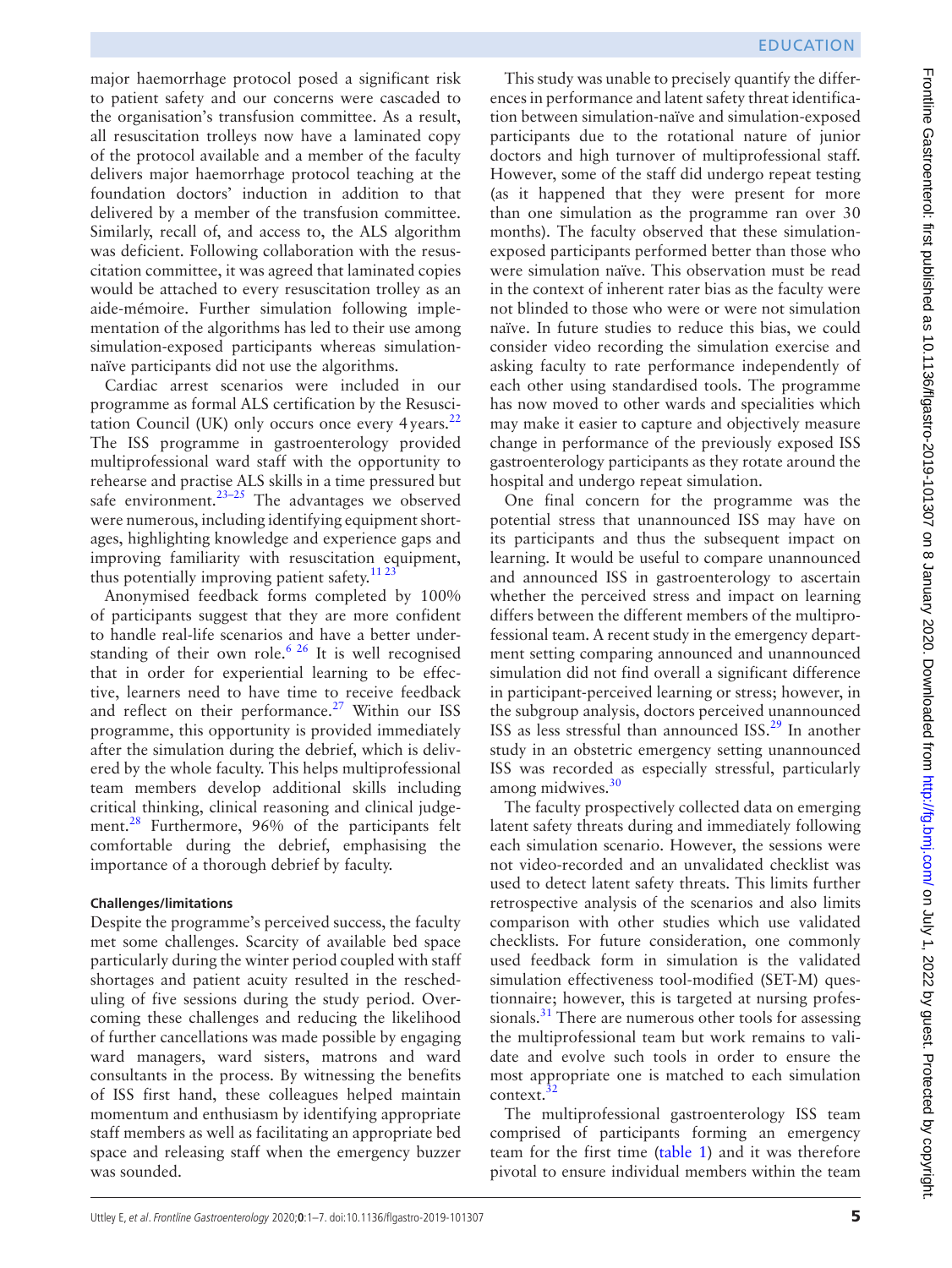major haemorrhage protocol posed a significant risk to patient safety and our concerns were cascaded to the organisation's transfusion committee. As a result, all resuscitation trolleys now have a laminated copy of the protocol available and a member of the faculty delivers major haemorrhage protocol teaching at the foundation doctors' induction in addition to that delivered by a member of the transfusion committee. Similarly, recall of, and access to, the ALS algorithm was deficient. Following collaboration with the resuscitation committee, it was agreed that laminated copies would be attached to every resuscitation trolley as an aide-mémoire. Further simulation following implementation of the algorithms has led to their use among simulation-exposed participants whereas simulation-naïve participants did not use the algorithms.

Cardiac arrest scenarios were included in our programme as formal ALS certification by the Resuscitation Council (UK) only occurs once every 4 years.[22] The ISS programme in gastroenterology provided multiprofessional ward staff with the opportunity to rehearse and practise ALS skills in a time pressured but safe environment.[23–25] The advantages we observed were numerous, including identifying equipment shortages, highlighting knowledge and experience gaps and improving familiarity with resuscitation equipment, thus potentially improving patient safety.[11 23]

Anonymised feedback forms completed by 100% of participants suggest that they are more confident to handle real-life scenarios and have a better understanding of their own role.[6 26] It is well recognised that in order for experiential learning to be effective, learners need to have time to receive feedback and reflect on their performance.[27] Within our ISS programme, this opportunity is provided immediately after the simulation during the debrief, which is delivered by the whole faculty. This helps multiprofessional team members develop additional skills including critical thinking, clinical reasoning and clinical judgement.[28] Furthermore, 96% of the participants felt comfortable during the debrief, emphasising the importance of a thorough debrief by faculty.

#### Challenges/limitations

Despite the programme's perceived success, the faculty met some challenges. Scarcity of available bed space particularly during the winter period coupled with staff shortages and patient acuity resulted in the rescheduling of five sessions during the study period. Overcoming these challenges and reducing the likelihood of further cancellations was made possible by engaging ward managers, ward sisters, matrons and ward consultants in the process. By witnessing the benefits of ISS first hand, these colleagues helped maintain momentum and enthusiasm by identifying appropriate staff members as well as facilitating an appropriate bed space and releasing staff when the emergency buzzer was sounded.

This study was unable to precisely quantify the differences in performance and latent safety threat identification between simulation-naïve and simulation-exposed participants due to the rotational nature of junior doctors and high turnover of multiprofessional staff. However, some of the staff did undergo repeat testing (as it happened that they were present for more than one simulation as the programme ran over 30 months). The faculty observed that these simulation-exposed participants performed better than those who were simulation naïve. This observation must be read in the context of inherent rater bias as the faculty were not blinded to those who were or were not simulation naïve. In future studies to reduce this bias, we could consider video recording the simulation exercise and asking faculty to rate performance independently of each other using standardised tools. The programme has now moved to other wards and specialities which may make it easier to capture and objectively measure change in performance of the previously exposed ISS gastroenterology participants as they rotate around the hospital and undergo repeat simulation.

One final concern for the programme was the potential stress that unannounced ISS may have on its participants and thus the subsequent impact on learning. It would be useful to compare unannounced and announced ISS in gastroenterology to ascertain whether the perceived stress and impact on learning differs between the different members of the multiprofessional team. A recent study in the emergency department setting comparing announced and unannounced simulation did not find overall a significant difference in participant-perceived learning or stress; however, in the subgroup analysis, doctors perceived unannounced ISS as less stressful than announced ISS.[29] In another study in an obstetric emergency setting unannounced ISS was recorded as especially stressful, particularly among midwives.[30]

The faculty prospectively collected data on emerging latent safety threats during and immediately following each simulation scenario. However, the sessions were not video-recorded and an unvalidated checklist was used to detect latent safety threats. This limits further retrospective analysis of the scenarios and also limits comparison with other studies which use validated checklists. For future consideration, one commonly used feedback form in simulation is the validated simulation effectiveness tool-modified (SET-M) questionnaire; however, this is targeted at nursing professionals.[31] There are numerous other tools for assessing the multiprofessional team but work remains to validate and evolve such tools in order to ensure the most appropriate one is matched to each simulation context.[32]

The multiprofessional gastroenterology ISS team comprised of participants forming an emergency team for the first time (table 1) and it was therefore pivotal to ensure individual members within the team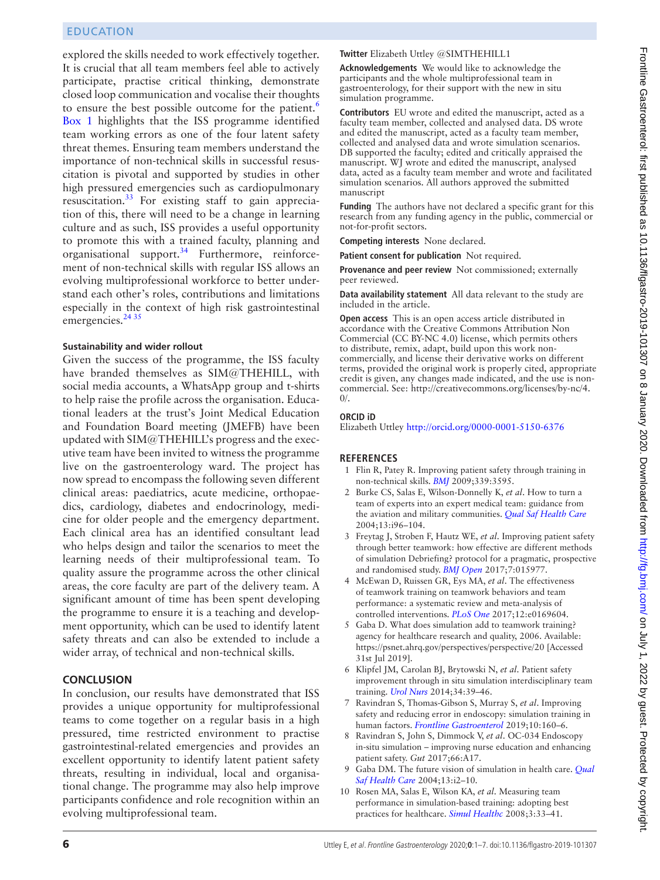explored the skills needed to work effectively together. It is crucial that all team members feel able to actively participate, practise critical thinking, demonstrate closed loop communication and vocalise their thoughts to ensure the best possible outcome for the patient.[6] Box 1 highlights that the ISS programme identified team working errors as one of the four latent safety threat themes. Ensuring team members understand the importance of non-technical skills in successful resuscitation is pivotal and supported by studies in other high pressured emergencies such as cardiopulmonary resuscitation.[33] For existing staff to gain appreciation of this, there will need to be a change in learning culture and as such, ISS provides a useful opportunity to promote this with a trained faculty, planning and organisational support.[34] Furthermore, reinforcement of non-technical skills with regular ISS allows an evolving multiprofessional workforce to better understand each other's roles, contributions and limitations especially in the context of high risk gastrointestinal emergencies.[24 35]

### Sustainability and wider rollout

Given the success of the programme, the ISS faculty have branded themselves as SIM@THEHILL, with social media accounts, a WhatsApp group and t-shirts to help raise the profile across the organisation. Educational leaders at the trust's Joint Medical Education and Foundation Board meeting (JMEFB) have been updated with SIM@THEHILL's progress and the executive team have been invited to witness the programme live on the gastroenterology ward. The project has now spread to encompass the following seven different clinical areas: paediatrics, acute medicine, orthopaedics, cardiology, diabetes and endocrinology, medicine for older people and the emergency department. Each clinical area has an identified consultant lead who helps design and tailor the scenarios to meet the learning needs of their multiprofessional team. To quality assure the programme across the other clinical areas, the core faculty are part of the delivery team. A significant amount of time has been spent developing the programme to ensure it is a teaching and development opportunity, which can be used to identify latent safety threats and can also be extended to include a wider array, of technical and non-technical skills.

## CONCLUSION

In conclusion, our results have demonstrated that ISS provides a unique opportunity for multiprofessional teams to come together on a regular basis in a high pressured, time restricted environment to practise gastrointestinal-related emergencies and provides an excellent opportunity to identify latent patient safety threats, resulting in individual, local and organisational change. The programme may also help improve participants confidence and role recognition within an evolving multiprofessional team.

**Twitter** Elizabeth Uttley @SIMTHEHILL1

**Acknowledgements** We would like to acknowledge the participants and the whole multiprofessional team in gastroenterology, for their support with the new in situ simulation programme.

**Contributors** EU wrote and edited the manuscript, acted as a faculty team member, collected and analysed data. DS wrote and edited the manuscript, acted as a faculty team member, collected and analysed data and wrote simulation scenarios. DB supported the faculty; edited and critically appraised the manuscript. WJ wrote and edited the manuscript, analysed data, acted as a faculty team member and wrote and facilitated simulation scenarios. All authors approved the submitted manuscript

**Funding** The authors have not declared a specific grant for this research from any funding agency in the public, commercial or not-for-profit sectors.

**Competing interests** None declared.

**Patient consent for publication** Not required.

**Provenance and peer review** Not commissioned; externally peer reviewed.

**Data availability statement** All data relevant to the study are included in the article.

**Open access** This is an open access article distributed in accordance with the Creative Commons Attribution Non Commercial (CC BY-NC 4.0) license, which permits others to distribute, remix, adapt, build upon this work non-commercially, and license their derivative works on different terms, provided the original work is properly cited, appropriate credit is given, any changes made indicated, and the use is non-commercial. See: http://creativecommons.org/licenses/by-nc/4.0/.

**ORCID iD**

Elizabeth Uttley http://orcid.org/0000-0001-5150-6376

## REFERENCES

1. Flin R, Patey R. Improving patient safety through training in non-technical skills. *BMJ* 2009;339:3595.
2. Burke CS, Salas E, Wilson-Donnelly K, *et al*. How to turn a team of experts into an expert medical team: guidance from the aviation and military communities. *Qual Saf Health Care* 2004;13:i96–104.
3. Freytag J, Stroben F, Hautz WE, *et al*. Improving patient safety through better teamwork: how effective are different methods of simulation Debriefing? protocol for a pragmatic, prospective and randomised study. *BMJ Open* 2017;7:015977.
4. McEwan D, Ruissen GR, Eys MA, *et al*. The effectiveness of teamwork training on teamwork behaviors and team performance: a systematic review and meta-analysis of controlled interventions. *PLoS One* 2017;12:e0169604.
5. Gaba D. What does simulation add to teamwork training? agency for healthcare research and quality, 2006. Available: https://psnet.ahrq.gov/perspectives/perspective/20 [Accessed 31st Jul 2019].
6. Klipfel JM, Carolan BJ, Brytowski N, *et al*. Patient safety improvement through in situ simulation interdisciplinary team training. *Urol Nurs* 2014;34:39–46.
7. Ravindran S, Thomas-Gibson S, Murray S, *et al*. Improving safety and reducing error in endoscopy: simulation training in human factors. *Frontline Gastroenterol* 2019;10:160–6.
8. Ravindran S, John S, Dimmock V, *et al*. OC-034 Endoscopy in-situ simulation – improving nurse education and enhancing patient safety. *Gut* 2017;66:A17.
9. Gaba DM. The future vision of simulation in health care. *Qual Saf Health Care* 2004;13:i2–10.
10. Rosen MA, Salas E, Wilson KA, *et al*. Measuring team performance in simulation-based training: adopting best practices for healthcare. *Simul Healthc* 2008;3:33–41.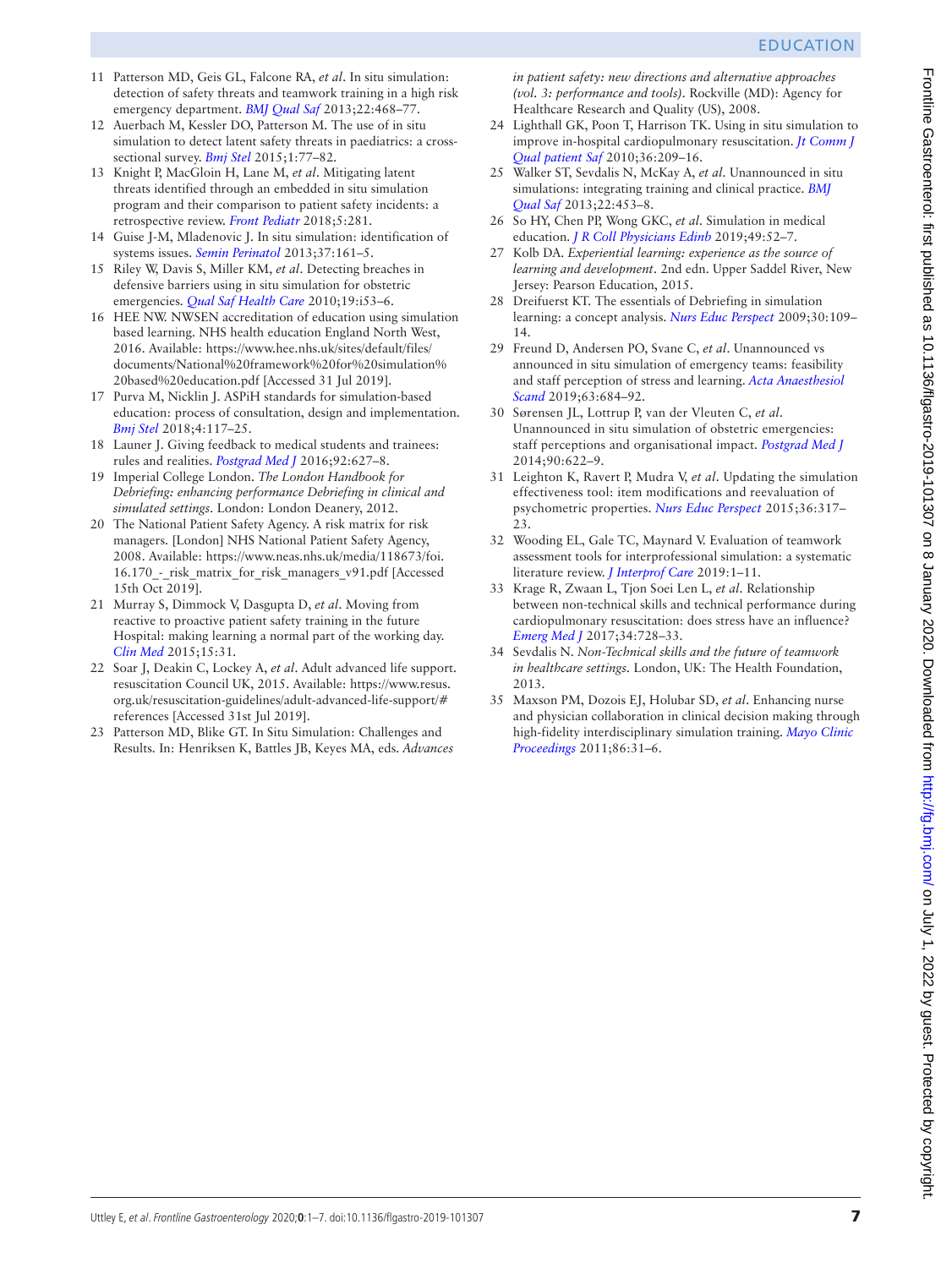11 Patterson MD, Geis GL, Falcone RA, *et al*. In situ simulation: detection of safety threats and teamwork training in a high risk emergency department. *BMJ Qual Saf* 2013;22:468–77.

12 Auerbach M, Kessler DO, Patterson M. The use of in situ simulation to detect latent safety threats in paediatrics: a cross-sectional survey. *Bmj Stel* 2015;1:77–82.

13 Knight P, MacGloin H, Lane M, *et al*. Mitigating latent threats identified through an embedded in situ simulation program and their comparison to patient safety incidents: a retrospective review. *Front Pediatr* 2018;5:281.

14 Guise J-M, Mladenovic J. In situ simulation: identification of systems issues. *Semin Perinatol* 2013;37:161–5.

15 Riley W, Davis S, Miller KM, *et al*. Detecting breaches in defensive barriers using in situ simulation for obstetric emergencies. *Qual Saf Health Care* 2010;19:i53–6.

16 HEE NW. NWSEN accreditation of education using simulation based learning. NHS health education England North West, 2016. Available: https://www.hee.nhs.uk/sites/default/files/documents/National%20framework%20for%20simulation%20based%20education.pdf [Accessed 31 Jul 2019].

17 Purva M, Nicklin J. ASPiH standards for simulation-based education: process of consultation, design and implementation. *Bmj Stel* 2018;4:117–25.

18 Launer J. Giving feedback to medical students and trainees: rules and realities. *Postgrad Med J* 2016;92:627–8.

19 Imperial College London. *The London Handbook for Debriefing: enhancing performance Debriefing in clinical and simulated settings*. London: London Deanery, 2012.

20 The National Patient Safety Agency. A risk matrix for risk managers. [London] NHS National Patient Safety Agency, 2008. Available: https://www.neas.nhs.uk/media/118673/foi.16.170_-_risk_matrix_for_risk_managers_v91.pdf [Accessed 15th Oct 2019].

21 Murray S, Dimmock V, Dasgupta D, *et al*. Moving from reactive to proactive patient safety training in the future Hospital: making learning a normal part of the working day. *Clin Med* 2015;15:31.

22 Soar J, Deakin C, Lockey A, *et al*. Adult advanced life support. resuscitation Council UK, 2015. Available: https://www.resus.org.uk/resuscitation-guidelines/adult-advanced-life-support/#references [Accessed 31st Jul 2019].

23 Patterson MD, Blike GT. In Situ Simulation: Challenges and Results. In: Henriksen K, Battles JB, Keyes MA, eds. *Advances in patient safety: new directions and alternative approaches (vol. 3: performance and tools)*. Rockville (MD): Agency for Healthcare Research and Quality (US), 2008.

24 Lighthall GK, Poon T, Harrison TK. Using in situ simulation to improve in-hospital cardiopulmonary resuscitation. *Jt Comm J Qual patient Saf* 2010;36:209–16.

25 Walker ST, Sevdalis N, McKay A, *et al*. Unannounced in situ simulations: integrating training and clinical practice. *BMJ Qual Saf* 2013;22:453–8.

26 So HY, Chen PP, Wong GKC, *et al*. Simulation in medical education. *J R Coll Physicians Edinb* 2019;49:52–7.

27 Kolb DA. *Experiential learning: experience as the source of learning and development*. 2nd edn. Upper Saddel River, New Jersey: Pearson Education, 2015.

28 Dreifuerst KT. The essentials of Debriefing in simulation learning: a concept analysis. *Nurs Educ Perspect* 2009;30:109–14.

29 Freund D, Andersen PO, Svane C, *et al*. Unannounced vs announced in situ simulation of emergency teams: feasibility and staff perception of stress and learning. *Acta Anaesthesiol Scand* 2019;63:684–92.

30 Sørensen JL, Lottrup P, van der Vleuten C, *et al*. Unannounced in situ simulation of obstetric emergencies: staff perceptions and organisational impact. *Postgrad Med J* 2014;90:622–9.

31 Leighton K, Ravert P, Mudra V, *et al*. Updating the simulation effectiveness tool: item modifications and reevaluation of psychometric properties. *Nurs Educ Perspect* 2015;36:317–23.

32 Wooding EL, Gale TC, Maynard V. Evaluation of teamwork assessment tools for interprofessional simulation: a systematic literature review. *J Interprof Care* 2019:1–11.

33 Krage R, Zwaan L, Tjon Soei Len L, *et al*. Relationship between non-technical skills and technical performance during cardiopulmonary resuscitation: does stress have an influence? *Emerg Med J* 2017;34:728–33.

34 Sevdalis N. *Non-Technical skills and the future of teamwork in healthcare settings*. London, UK: The Health Foundation, 2013.

35 Maxson PM, Dozois EJ, Holubar SD, *et al*. Enhancing nurse and physician collaboration in clinical decision making through high-fidelity interdisciplinary simulation training. *Mayo Clinic Proceedings* 2011;86:31–6.